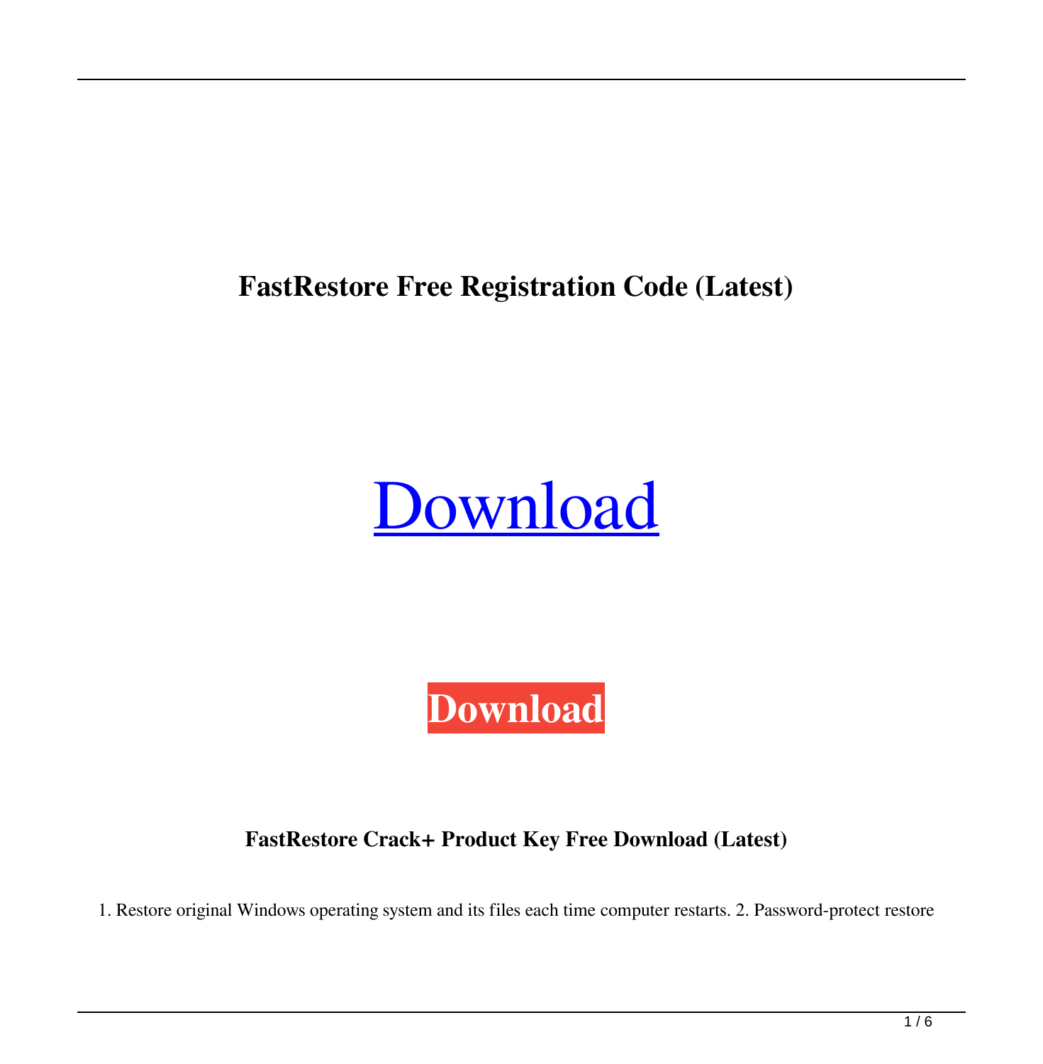**FastRestore Free Registration Code (Latest)**

Download

**Download**

**FastRestore Crack+ Product Key Free Download (Latest)**

1. Restore original Windows operating system and its files each time computer restarts. 2. Password-protect restore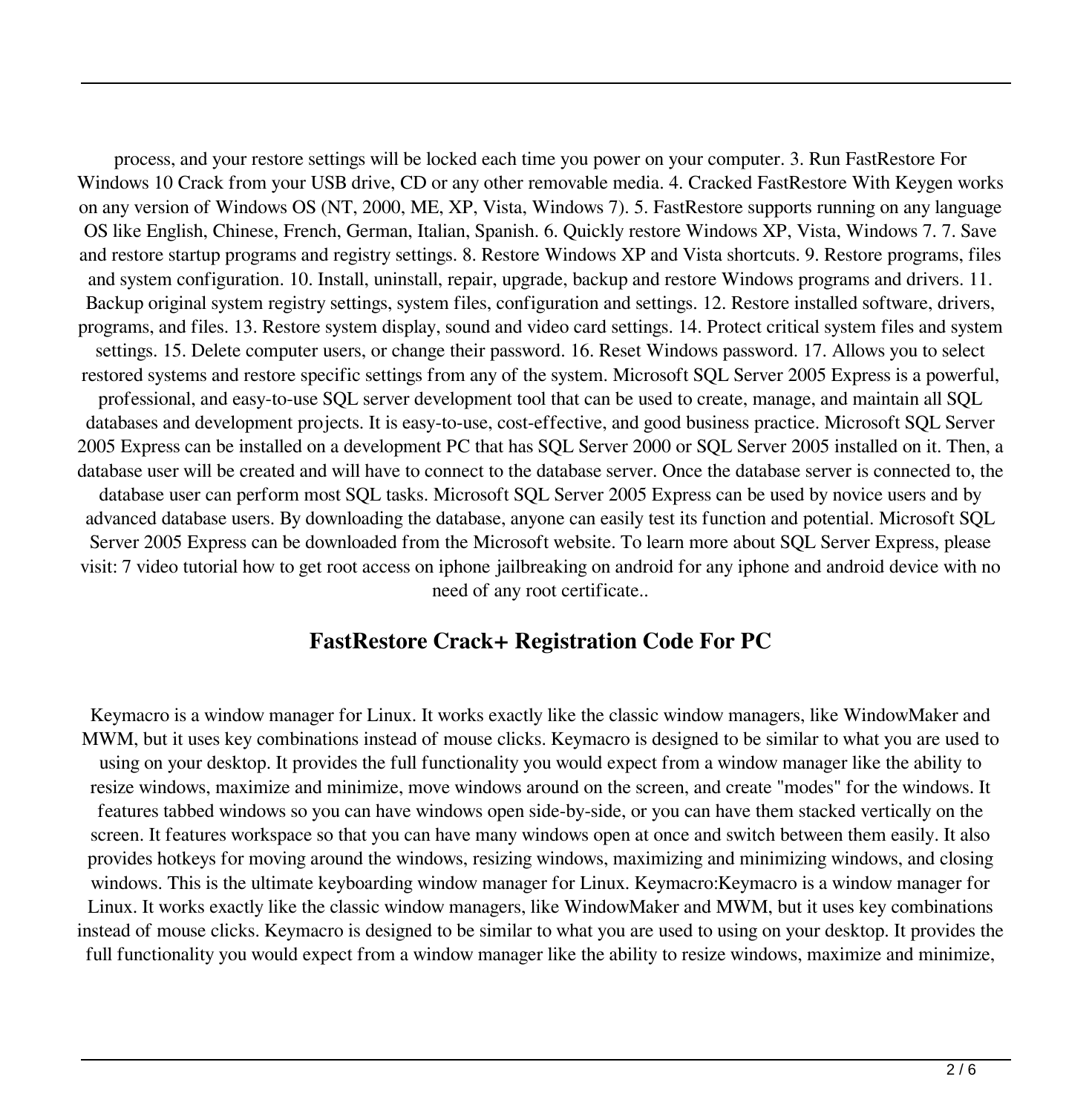process, and your restore settings will be locked each time you power on your computer. 3. Run FastRestore For Windows 10 Crack from your USB drive, CD or any other removable media. 4. Cracked FastRestore With Keygen works on any version of Windows OS (NT, 2000, ME, XP, Vista, Windows 7). 5. FastRestore supports running on any language OS like English, Chinese, French, German, Italian, Spanish. 6. Quickly restore Windows XP, Vista, Windows 7. 7. Save and restore startup programs and registry settings. 8. Restore Windows XP and Vista shortcuts. 9. Restore programs, files and system configuration. 10. Install, uninstall, repair, upgrade, backup and restore Windows programs and drivers. 11. Backup original system registry settings, system files, configuration and settings. 12. Restore installed software, drivers, programs, and files. 13. Restore system display, sound and video card settings. 14. Protect critical system files and system settings. 15. Delete computer users, or change their password. 16. Reset Windows password. 17. Allows you to select restored systems and restore specific settings from any of the system. Microsoft SQL Server 2005 Express is a powerful, professional, and easy-to-use SQL server development tool that can be used to create, manage, and maintain all SQL databases and development projects. It is easy-to-use, cost-effective, and good business practice. Microsoft SQL Server 2005 Express can be installed on a development PC that has SQL Server 2000 or SQL Server 2005 installed on it. Then, a database user will be created and will have to connect to the database server. Once the database server is connected to, the database user can perform most SQL tasks. Microsoft SQL Server 2005 Express can be used by novice users and by advanced database users. By downloading the database, anyone can easily test its function and potential. Microsoft SQL Server 2005 Express can be downloaded from the Microsoft website. To learn more about SQL Server Express, please visit: 7 video tutorial how to get root access on iphone jailbreaking on android for any iphone and android device with no need of any root certificate..

## FastRestore Crack+ Registration Code For PC

Keymacro is a window manager for Linux. It works exactly like the classic window managers, like WindowMaker and MWM, but it uses key combinations instead of mouse clicks. Keymacro is designed to be similar to what you are used to using on your desktop. It provides the full functionality you would expect from a window manager like the ability to resize windows, maximize and minimize, move windows around on the screen, and create "modes" for the windows. It features tabbed windows so you can have windows open side-by-side, or you can have them stacked vertically on the screen. It features workspace so that you can have many windows open at once and switch between them easily. It also provides hotkeys for moving around the windows, resizing windows, maximizing and minimizing windows, and closing windows. This is the ultimate keyboarding window manager for Linux. Keymacro:Keymacro is a window manager for Linux. It works exactly like the classic window managers, like WindowMaker and MWM, but it uses key combinations instead of mouse clicks. Keymacro is designed to be similar to what you are used to using on your desktop. It provides the full functionality you would expect from a window manager like the ability to resize windows, maximize and minimize,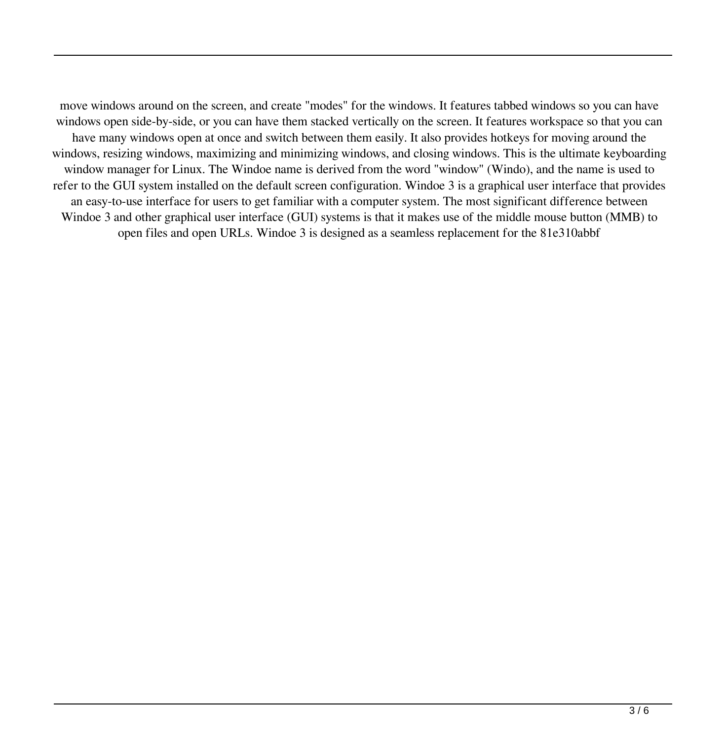move windows around on the screen, and create "modes" for the windows. It features tabbed windows so you can have windows open side-by-side, or you can have them stacked vertically on the screen. It features workspace so that you can have many windows open at once and switch between them easily. It also provides hotkeys for moving around the windows, resizing windows, maximizing and minimizing windows, and closing windows. This is the ultimate keyboarding window manager for Linux. The Windoe name is derived from the word "window" (Windo), and the name is used to refer to the GUI system installed on the default screen configuration. Windoe 3 is a graphical user interface that provides an easy-to-use interface for users to get familiar with a computer system. The most significant difference between Windoe 3 and other graphical user interface (GUI) systems is that it makes use of the middle mouse button (MMB) to open files and open URLs. Windoe 3 is designed as a seamless replacement for the 81e310abbf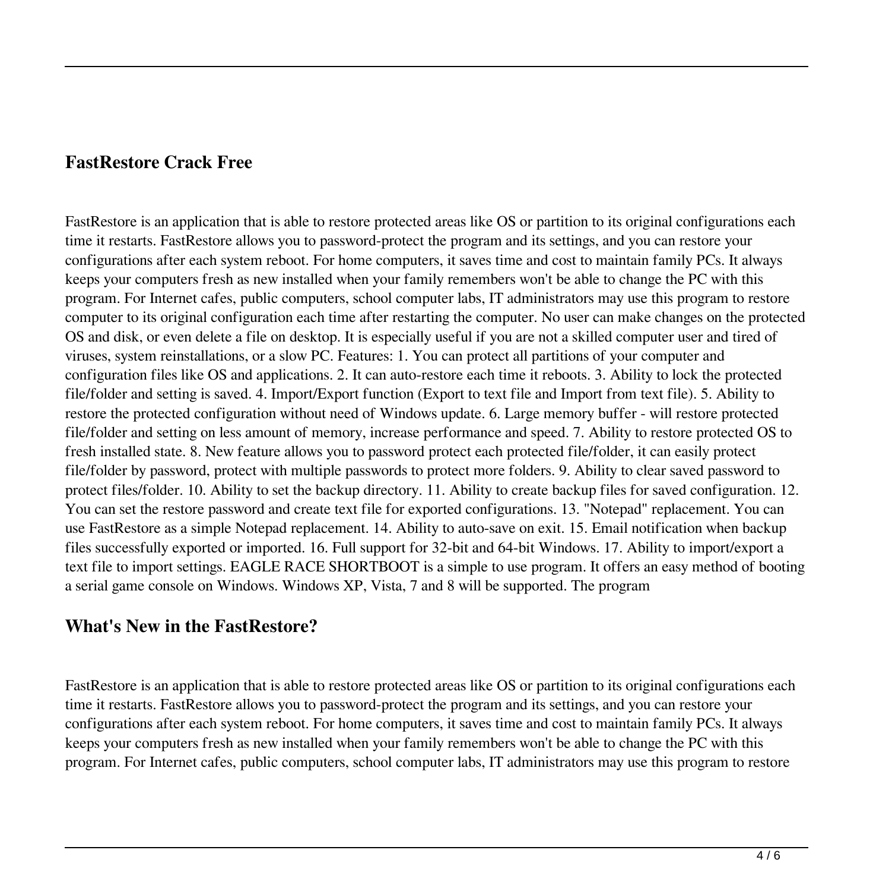## FastRestore Crack Free

FastRestore is an application that is able to restore protected areas like OS or partition to its original configurations each time it restarts. FastRestore allows you to password-protect the program and its settings, and you can restore your configurations after each system reboot. For home computers, it saves time and cost to maintain family PCs. It always keeps your computers fresh as new installed when your family remembers won't be able to change the PC with this program. For Internet cafes, public computers, school computer labs, IT administrators may use this program to restore computer to its original configuration each time after restarting the computer. No user can make changes on the protected OS and disk, or even delete a file on desktop. It is especially useful if you are not a skilled computer user and tired of viruses, system reinstallations, or a slow PC. Features: 1. You can protect all partitions of your computer and configuration files like OS and applications. 2. It can auto-restore each time it reboots. 3. Ability to lock the protected file/folder and setting is saved. 4. Import/Export function (Export to text file and Import from text file). 5. Ability to restore the protected configuration without need of Windows update. 6. Large memory buffer - will restore protected file/folder and setting on less amount of memory, increase performance and speed. 7. Ability to restore protected OS to fresh installed state. 8. New feature allows you to password protect each protected file/folder, it can easily protect file/folder by password, protect with multiple passwords to protect more folders. 9. Ability to clear saved password to protect files/folder. 10. Ability to set the backup directory. 11. Ability to create backup files for saved configuration. 12. You can set the restore password and create text file for exported configurations. 13. "Notepad" replacement. You can use FastRestore as a simple Notepad replacement. 14. Ability to auto-save on exit. 15. Email notification when backup files successfully exported or imported. 16. Full support for 32-bit and 64-bit Windows. 17. Ability to import/export a text file to import settings. EAGLE RACE SHORTBOOT is a simple to use program. It offers an easy method of booting a serial game console on Windows. Windows XP, Vista, 7 and 8 will be supported. The program

## What's New in the FastRestore?

FastRestore is an application that is able to restore protected areas like OS or partition to its original configurations each time it restarts. FastRestore allows you to password-protect the program and its settings, and you can restore your configurations after each system reboot. For home computers, it saves time and cost to maintain family PCs. It always keeps your computers fresh as new installed when your family remembers won't be able to change the PC with this program. For Internet cafes, public computers, school computer labs, IT administrators may use this program to restore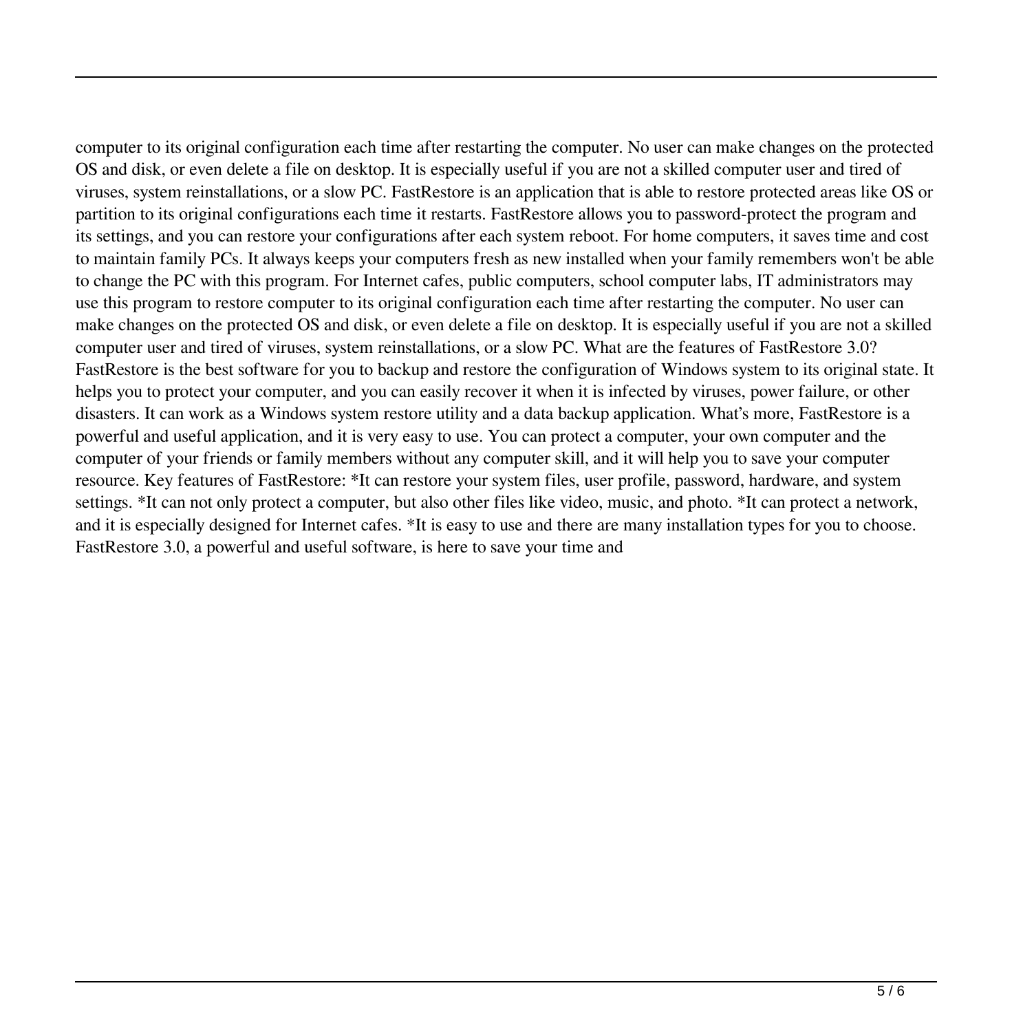computer to its original configuration each time after restarting the computer. No user can make changes on the protected OS and disk, or even delete a file on desktop. It is especially useful if you are not a skilled computer user and tired of viruses, system reinstallations, or a slow PC. FastRestore is an application that is able to restore protected areas like OS or partition to its original configurations each time it restarts. FastRestore allows you to password-protect the program and its settings, and you can restore your configurations after each system reboot. For home computers, it saves time and cost to maintain family PCs. It always keeps your computers fresh as new installed when your family remembers won't be able to change the PC with this program. For Internet cafes, public computers, school computer labs, IT administrators may use this program to restore computer to its original configuration each time after restarting the computer. No user can make changes on the protected OS and disk, or even delete a file on desktop. It is especially useful if you are not a skilled computer user and tired of viruses, system reinstallations, or a slow PC. What are the features of FastRestore 3.0? FastRestore is the best software for you to backup and restore the configuration of Windows system to its original state. It helps you to protect your computer, and you can easily recover it when it is infected by viruses, power failure, or other disasters. It can work as a Windows system restore utility and a data backup application. What’s more, FastRestore is a powerful and useful application, and it is very easy to use. You can protect a computer, your own computer and the computer of your friends or family members without any computer skill, and it will help you to save your computer resource. Key features of FastRestore: *It can restore your system files, user profile, password, hardware, and system settings. *It can not only protect a computer, but also other files like video, music, and photo. *It can protect a network, and it is especially designed for Internet cafes. *It is easy to use and there are many installation types for you to choose. FastRestore 3.0, a powerful and useful software, is here to save your time and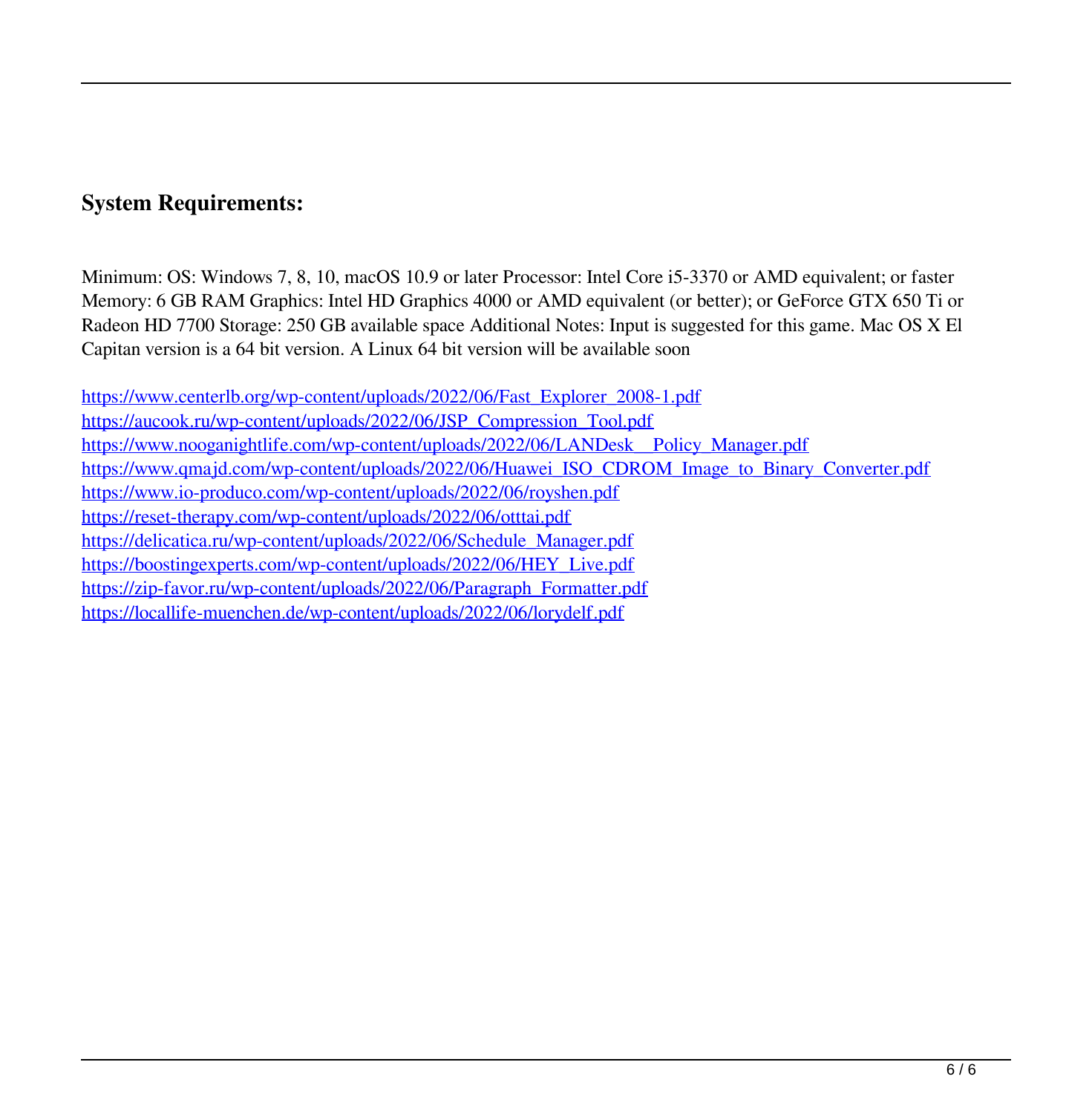## System Requirements:

Minimum: OS: Windows 7, 8, 10, macOS 10.9 or later Processor: Intel Core i5-3370 or AMD equivalent; or faster Memory: 6 GB RAM Graphics: Intel HD Graphics 4000 or AMD equivalent (or better); or GeForce GTX 650 Ti or Radeon HD 7700 Storage: 250 GB available space Additional Notes: Input is suggested for this game. Mac OS X El Capitan version is a 64 bit version. A Linux 64 bit version will be available soon

https://www.centerlb.org/wp-content/uploads/2022/06/Fast_Explorer_2008-1.pdf
https://aucook.ru/wp-content/uploads/2022/06/JSP_Compression_Tool.pdf
https://www.nooganightlife.com/wp-content/uploads/2022/06/LANDesk__Policy_Manager.pdf
https://www.qmajd.com/wp-content/uploads/2022/06/Huawei_ISO_CDROM_Image_to_Binary_Converter.pdf
https://www.io-produco.com/wp-content/uploads/2022/06/royshen.pdf
https://reset-therapy.com/wp-content/uploads/2022/06/otttai.pdf
https://delicatica.ru/wp-content/uploads/2022/06/Schedule_Manager.pdf
https://boostingexperts.com/wp-content/uploads/2022/06/HEY_Live.pdf
https://zip-favor.ru/wp-content/uploads/2022/06/Paragraph_Formatter.pdf
https://locallife-muenchen.de/wp-content/uploads/2022/06/lorydelf.pdf